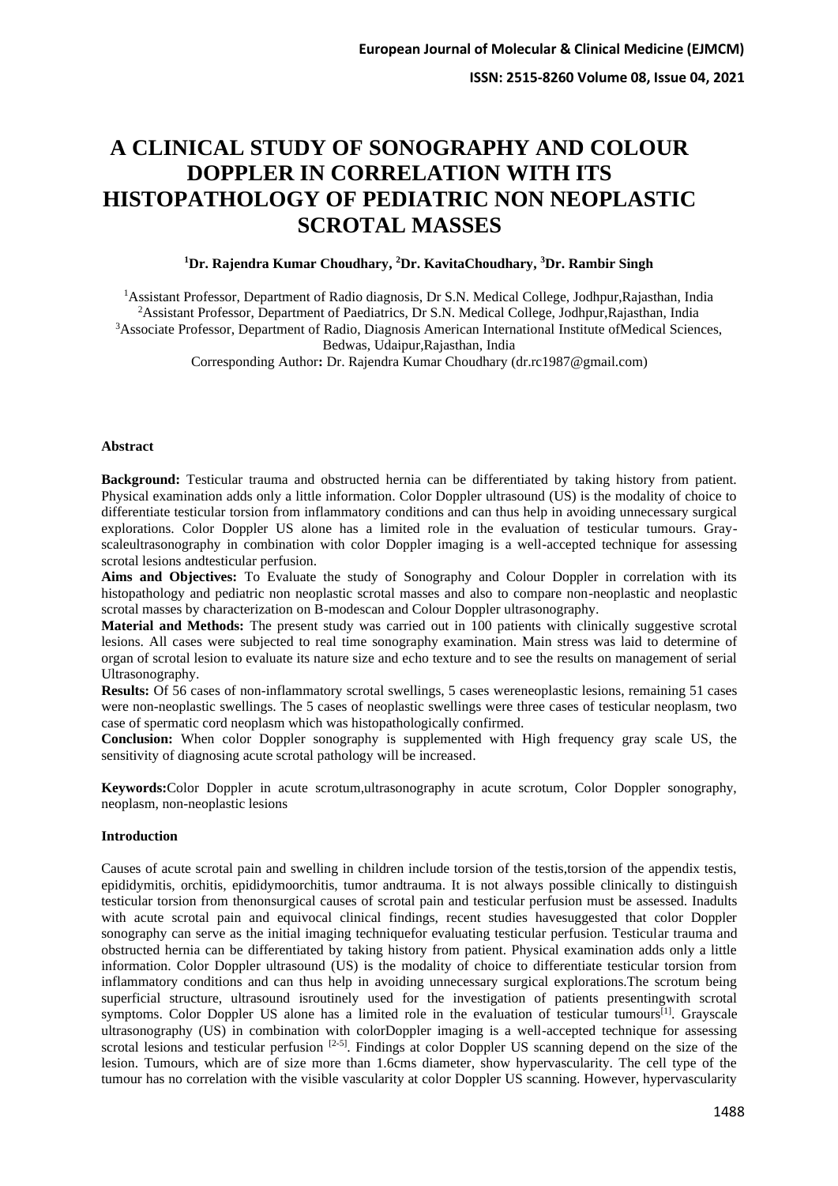# A CLINICAL STUDY OF SONOGRAPHY AND COLOUR DOPPLER IN CORRELATION WITH ITS HISTOPATHOLOGY OF PEDIATRIC NON NEOPLASTIC SCROTAL MASSES

**[1]Dr. Rajendra Kumar Choudhary, [2]Dr. KavitaChoudhary, [3]Dr. Rambir Singh**

[1]Assistant Professor, Department of Radio diagnosis, Dr S.N. Medical College, Jodhpur,Rajasthan, India
[2]Assistant Professor, Department of Paediatrics, Dr S.N. Medical College, Jodhpur,Rajasthan, India
[3]Associate Professor, Department of Radio, Diagnosis American International Institute ofMedical Sciences, Bedwas, Udaipur,Rajasthan, India
Corresponding Author**:** Dr. Rajendra Kumar Choudhary (dr.rc1987@gmail.com)

#### Abstract

**Background:** Testicular trauma and obstructed hernia can be differentiated by taking history from patient. Physical examination adds only a little information. Color Doppler ultrasound (US) is the modality of choice to differentiate testicular torsion from inflammatory conditions and can thus help in avoiding unnecessary surgical explorations. Color Doppler US alone has a limited role in the evaluation of testicular tumours. Gray-scaleultrasonography in combination with color Doppler imaging is a well-accepted technique for assessing scrotal lesions andtesticular perfusion.

**Aims and Objectives:** To Evaluate the study of Sonography and Colour Doppler in correlation with its histopathology and pediatric non neoplastic scrotal masses and also to compare non-neoplastic and neoplastic scrotal masses by characterization on B-modescan and Colour Doppler ultrasonography.

**Material and Methods:** The present study was carried out in 100 patients with clinically suggestive scrotal lesions. All cases were subjected to real time sonography examination. Main stress was laid to determine of organ of scrotal lesion to evaluate its nature size and echo texture and to see the results on management of serial Ultrasonography.

**Results:** Of 56 cases of non-inflammatory scrotal swellings, 5 cases wereneoplastic lesions, remaining 51 cases were non-neoplastic swellings. The 5 cases of neoplastic swellings were three cases of testicular neoplasm, two case of spermatic cord neoplasm which was histopathologically confirmed.

**Conclusion:** When color Doppler sonography is supplemented with High frequency gray scale US, the sensitivity of diagnosing acute scrotal pathology will be increased.

**Keywords:**Color Doppler in acute scrotum,ultrasonography in acute scrotum, Color Doppler sonography, neoplasm, non-neoplastic lesions

#### Introduction

Causes of acute scrotal pain and swelling in children include torsion of the testis,torsion of the appendix testis, epididymitis, orchitis, epididymoorchitis, tumor andtrauma. It is not always possible clinically to distinguish testicular torsion from thenonsurgical causes of scrotal pain and testicular perfusion must be assessed. Inadults with acute scrotal pain and equivocal clinical findings, recent studies havesuggested that color Doppler sonography can serve as the initial imaging techniquefor evaluating testicular perfusion. Testicular trauma and obstructed hernia can be differentiated by taking history from patient. Physical examination adds only a little information. Color Doppler ultrasound (US) is the modality of choice to differentiate testicular torsion from inflammatory conditions and can thus help in avoiding unnecessary surgical explorations.The scrotum being superficial structure, ultrasound isroutinely used for the investigation of patients presentingwith scrotal symptoms. Color Doppler US alone has a limited role in the evaluation of testicular tumours[1]. Grayscale ultrasonography (US) in combination with colorDoppler imaging is a well-accepted technique for assessing scrotal lesions and testicular perfusion [2-5]. Findings at color Doppler US scanning depend on the size of the lesion. Tumours, which are of size more than 1.6cms diameter, show hypervascularity. The cell type of the tumour has no correlation with the visible vascularity at color Doppler US scanning. However, hypervascularity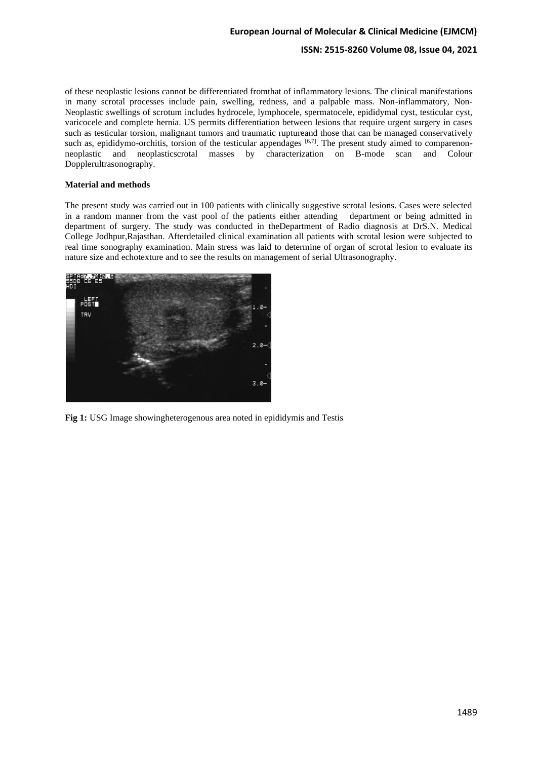of these neoplastic lesions cannot be differentiated fromthat of inflammatory lesions. The clinical manifestations in many scrotal processes include pain, swelling, redness, and a palpable mass. Non-inflammatory, Non-Neoplastic swellings of scrotum includes hydrocele, lymphocele, spermatocele, epididymal cyst, testicular cyst, varicocele and complete hernia. US permits differentiation between lesions that require urgent surgery in cases such as testicular torsion, malignant tumors and traumatic ruptureand those that can be managed conservatively such as, epididymo-orchitis, torsion of the testicular appendages [6,7]. The present study aimed to comparenon-neoplastic and neoplasticscrotal masses by characterization on B-mode scan and Colour Dopplerultrasonography.

**Material and methods**

The present study was carried out in 100 patients with clinically suggestive scrotal lesions. Cases were selected in a random manner from the vast pool of the patients either attending department or being admitted in department of surgery. The study was conducted in theDepartment of Radio diagnosis at DrS.N. Medical College Jodhpur,Rajasthan. Afterdetailed clinical examination all patients with scrotal lesion were subjected to real time sonography examination. Main stress was laid to determine of organ of scrotal lesion to evaluate its nature size and echotexture and to see the results on management of serial Ultrasonography.

**Fig 1:** USG Image showingheterogenous area noted in epididymis and Testis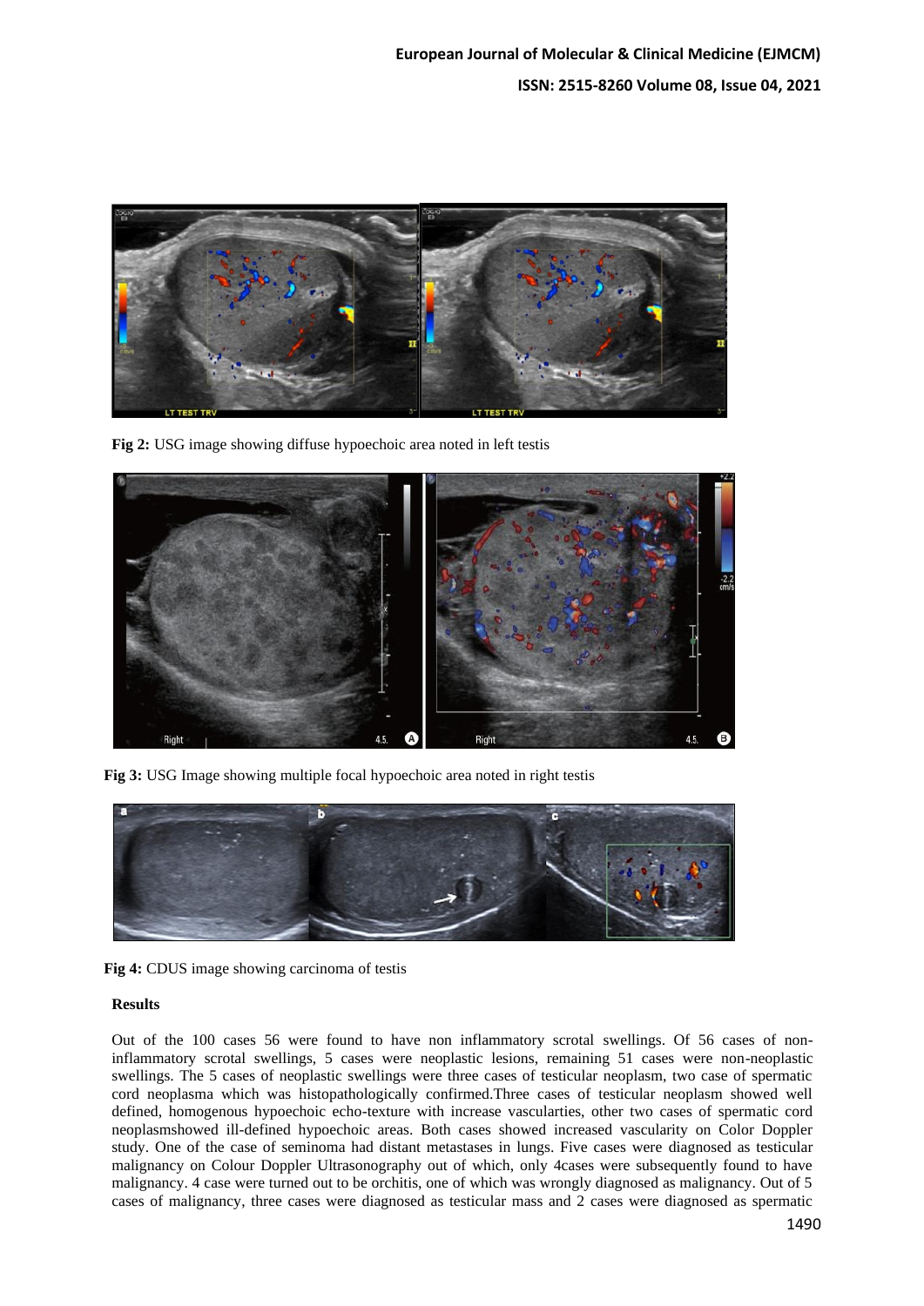**Fig 2:** USG image showing diffuse hypoechoic area noted in left testis

**Fig 3:** USG Image showing multiple focal hypoechoic area noted in right testis

**Fig 4:** CDUS image showing carcinoma of testis

**Results**

Out of the 100 cases 56 were found to have non inflammatory scrotal swellings. Of 56 cases of non-inflammatory scrotal swellings, 5 cases were neoplastic lesions, remaining 51 cases were non-neoplastic swellings. The 5 cases of neoplastic swellings were three cases of testicular neoplasm, two case of spermatic cord neoplasma which was histopathologically confirmed.Three cases of testicular neoplasm showed well defined, homogenous hypoechoic echo-texture with increase vascularties, other two cases of spermatic cord neoplasmshowed ill-defined hypoechoic areas. Both cases showed increased vascularity on Color Doppler study. One of the case of seminoma had distant metastases in lungs. Five cases were diagnosed as testicular malignancy on Colour Doppler Ultrasonography out of which, only 4cases were subsequently found to have malignancy. 4 case were turned out to be orchitis, one of which was wrongly diagnosed as malignancy. Out of 5 cases of malignancy, three cases were diagnosed as testicular mass and 2 cases were diagnosed as spermatic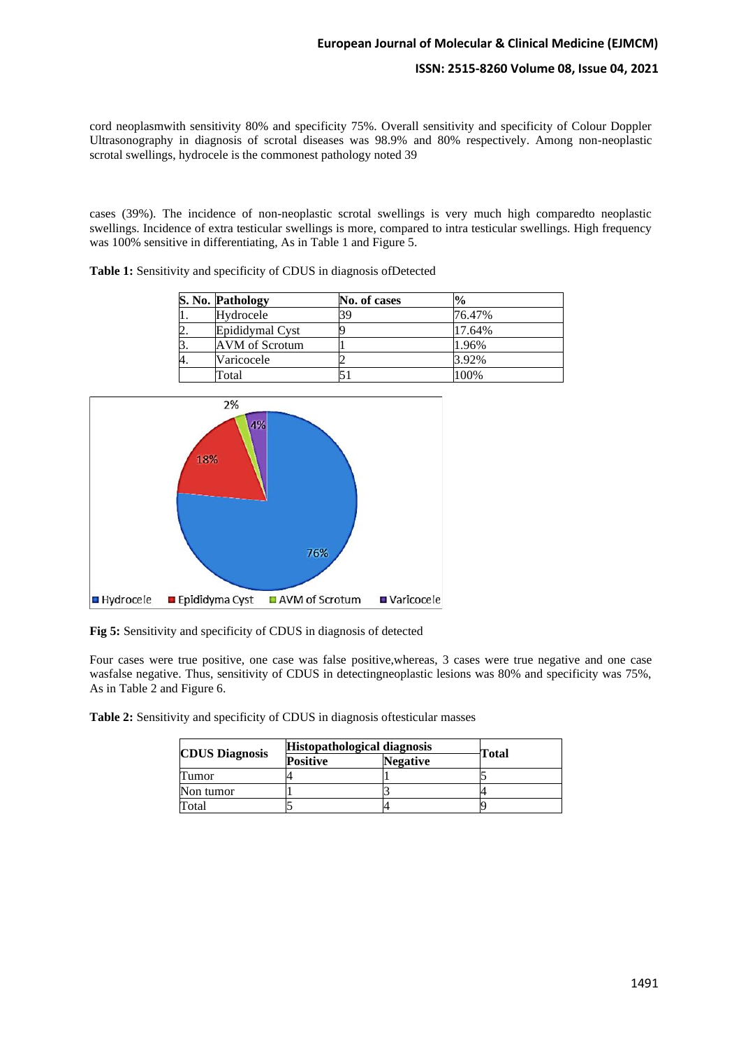cord neoplasmwith sensitivity 80% and specificity 75%. Overall sensitivity and specificity of Colour Doppler Ultrasonography in diagnosis of scrotal diseases was 98.9% and 80% respectively. Among non-neoplastic scrotal swellings, hydrocele is the commonest pathology noted 39

cases (39%). The incidence of non-neoplastic scrotal swellings is very much high comparedto neoplastic swellings. Incidence of extra testicular swellings is more, compared to intra testicular swellings. High frequency was 100% sensitive in differentiating, As in Table 1 and Figure 5.

**Table 1:** Sensitivity and specificity of CDUS in diagnosis ofDetected

| S. No. | Pathology | No. of cases | % |
|---|---|---|---|
| 1. | Hydrocele | 39 | 76.47% |
| 2. | Epididymal Cyst | 9 | 17.64% |
| 3. | AVM of Scrotum | 1 | 1.96% |
| 4. | Varicocele | 2 | 3.92% |
| | Total | 51 | 100% |

**Fig 5:** Sensitivity and specificity of CDUS in diagnosis of detected

Four cases were true positive, one case was false positive,whereas, 3 cases were true negative and one case wasfalse negative. Thus, sensitivity of CDUS in detectingneoplastic lesions was 80% and specificity was 75%, As in Table 2 and Figure 6.

**Table 2:** Sensitivity and specificity of CDUS in diagnosis oftesticular masses

| CDUS Diagnosis | Histopathological diagnosis | | Total |
|---|---|---|---|
| | Positive | Negative | |
| Tumor | 4 | 1 | 5 |
| Non tumor | 1 | 3 | 4 |
| Total | 5 | 4 | 9 |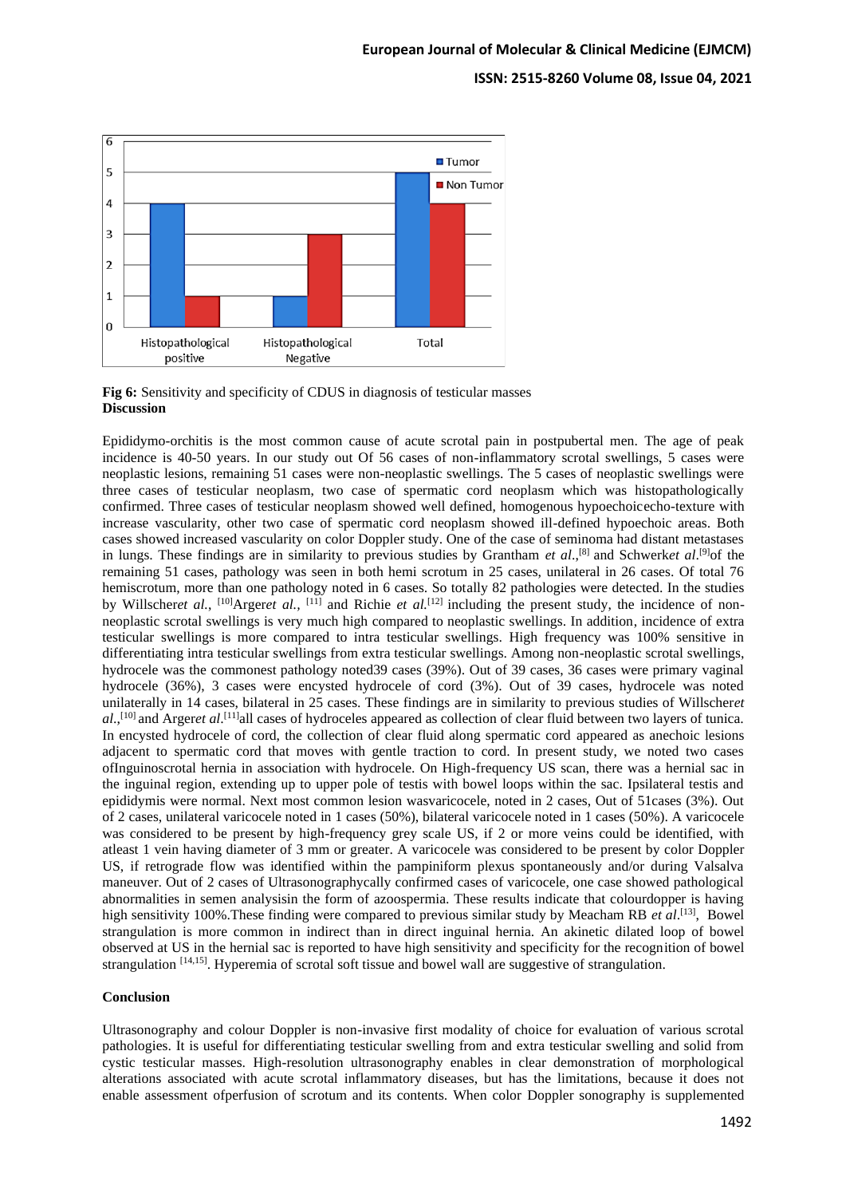**Fig 6:** Sensitivity and specificity of CDUS in diagnosis of testicular masses

**Discussion**

Epididymo-orchitis is the most common cause of acute scrotal pain in postpubertal men. The age of peak incidence is 40-50 years. In our study out Of 56 cases of non-inflammatory scrotal swellings, 5 cases were neoplastic lesions, remaining 51 cases were non-neoplastic swellings. The 5 cases of neoplastic swellings were three cases of testicular neoplasm, two case of spermatic cord neoplasm which was histopathologically confirmed. Three cases of testicular neoplasm showed well defined, homogenous hypoechoicecho-texture with increase vascularity, other two case of spermatic cord neoplasm showed ill-defined hypoechoic areas. Both cases showed increased vascularity on color Doppler study. One of the case of seminoma had distant metastases in lungs. These findings are in similarity to previous studies by Grantham *et al*.,[8] and Schwerk*et al*.[9]of the remaining 51 cases, pathology was seen in both hemi scrotum in 25 cases, unilateral in 26 cases. Of total 76 hemiscrotum, more than one pathology noted in 6 cases. So totally 82 pathologies were detected. In the studies by Willscher*et al.*, [10]Arger*et al.*, [11] and Richie *et al.*[12] including the present study, the incidence of non-neoplastic scrotal swellings is very much high compared to neoplastic swellings. In addition, incidence of extra testicular swellings is more compared to intra testicular swellings. High frequency was 100% sensitive in differentiating intra testicular swellings from extra testicular swellings. Among non-neoplastic scrotal swellings, hydrocele was the commonest pathology noted39 cases (39%). Out of 39 cases, 36 cases were primary vaginal hydrocele (36%), 3 cases were encysted hydrocele of cord (3%). Out of 39 cases, hydrocele was noted unilaterally in 14 cases, bilateral in 25 cases. These findings are in similarity to previous studies of Willscher*et al*.,[10] and Arger*et al*.[11]all cases of hydroceles appeared as collection of clear fluid between two layers of tunica. In encysted hydrocele of cord, the collection of clear fluid along spermatic cord appeared as anechoic lesions adjacent to spermatic cord that moves with gentle traction to cord. In present study, we noted two cases ofInguinoscrotal hernia in association with hydrocele. On High-frequency US scan, there was a hernial sac in the inguinal region, extending up to upper pole of testis with bowel loops within the sac. Ipsilateral testis and epididymis were normal. Next most common lesion wasvaricocele, noted in 2 cases, Out of 51cases (3%). Out of 2 cases, unilateral varicocele noted in 1 cases (50%), bilateral varicocele noted in 1 cases (50%). A varicocele was considered to be present by high-frequency grey scale US, if 2 or more veins could be identified, with atleast 1 vein having diameter of 3 mm or greater. A varicocele was considered to be present by color Doppler US, if retrograde flow was identified within the pampiniform plexus spontaneously and/or during Valsalva maneuver. Out of 2 cases of Ultrasonographycally confirmed cases of varicocele, one case showed pathological abnormalities in semen analysisin the form of azoospermia. These results indicate that colourdopper is having high sensitivity 100%.These finding were compared to previous similar study by Meacham RB *et al*.[13], Bowel strangulation is more common in indirect than in direct inguinal hernia. An akinetic dilated loop of bowel observed at US in the hernial sac is reported to have high sensitivity and specificity for the recognition of bowel strangulation [14,15]. Hyperemia of scrotal soft tissue and bowel wall are suggestive of strangulation.

**Conclusion**

Ultrasonography and colour Doppler is non-invasive first modality of choice for evaluation of various scrotal pathologies. It is useful for differentiating testicular swelling from and extra testicular swelling and solid from cystic testicular masses. High-resolution ultrasonography enables in clear demonstration of morphological alterations associated with acute scrotal inflammatory diseases, but has the limitations, because it does not enable assessment ofperfusion of scrotum and its contents. When color Doppler sonography is supplemented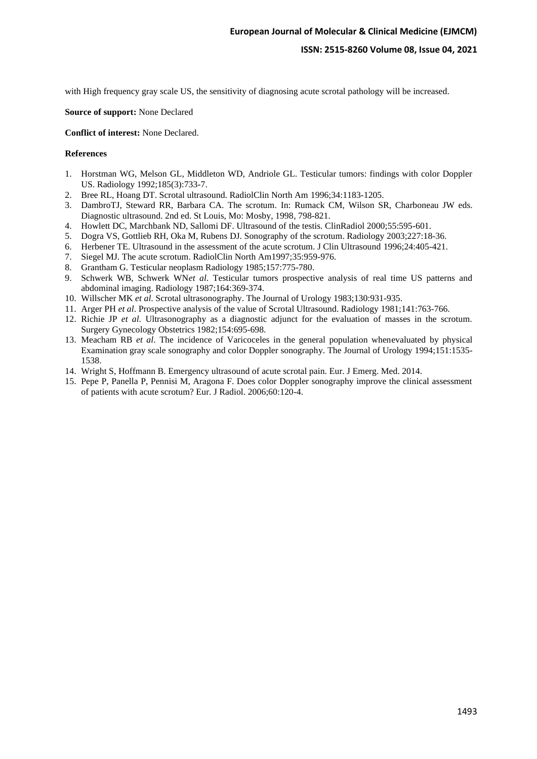with High frequency gray scale US, the sensitivity of diagnosing acute scrotal pathology will be increased.

**Source of support:** None Declared

**Conflict of interest:** None Declared.

**References**

1. Horstman WG, Melson GL, Middleton WD, Andriole GL. Testicular tumors: findings with color Doppler US. Radiology 1992;185(3):733-7.
2. Bree RL, Hoang DT. Scrotal ultrasound. RadiolClin North Am 1996;34:1183-1205.
3. DambroTJ, Steward RR, Barbara CA. The scrotum. In: Rumack CM, Wilson SR, Charboneau JW eds. Diagnostic ultrasound. 2nd ed. St Louis, Mo: Mosby, 1998, 798-821.
4. Howlett DC, Marchbank ND, Sallomi DF. Ultrasound of the testis. ClinRadiol 2000;55:595-601.
5. Dogra VS, Gottlieb RH, Oka M, Rubens DJ. Sonography of the scrotum. Radiology 2003;227:18-36.
6. Herbener TE. Ultrasound in the assessment of the acute scrotum. J Clin Ultrasound 1996;24:405-421.
7. Siegel MJ. The acute scrotum. RadiolClin North Am1997;35:959-976.
8. Grantham G. Testicular neoplasm Radiology 1985;157:775-780.
9. Schwerk WB, Schwerk WN*et al*. Testicular tumors prospective analysis of real time US patterns and abdominal imaging. Radiology 1987;164:369-374.
10. Willscher MK *et al*. Scrotal ultrasonography. The Journal of Urology 1983;130:931-935.
11. Arger PH *et al*. Prospective analysis of the value of Scrotal Ultrasound. Radiology 1981;141:763-766.
12. Richie JP *et al*. Ultrasonography as a diagnostic adjunct for the evaluation of masses in the scrotum. Surgery Gynecology Obstetrics 1982;154:695-698.
13. Meacham RB *et al*. The incidence of Varicoceles in the general population whenevaluated by physical Examination gray scale sonography and color Doppler sonography. The Journal of Urology 1994;151:1535-1538.
14. Wright S, Hoffmann B. Emergency ultrasound of acute scrotal pain. Eur. J Emerg. Med. 2014.
15. Pepe P, Panella P, Pennisi M, Aragona F. Does color Doppler sonography improve the clinical assessment of patients with acute scrotum? Eur. J Radiol. 2006;60:120-4.